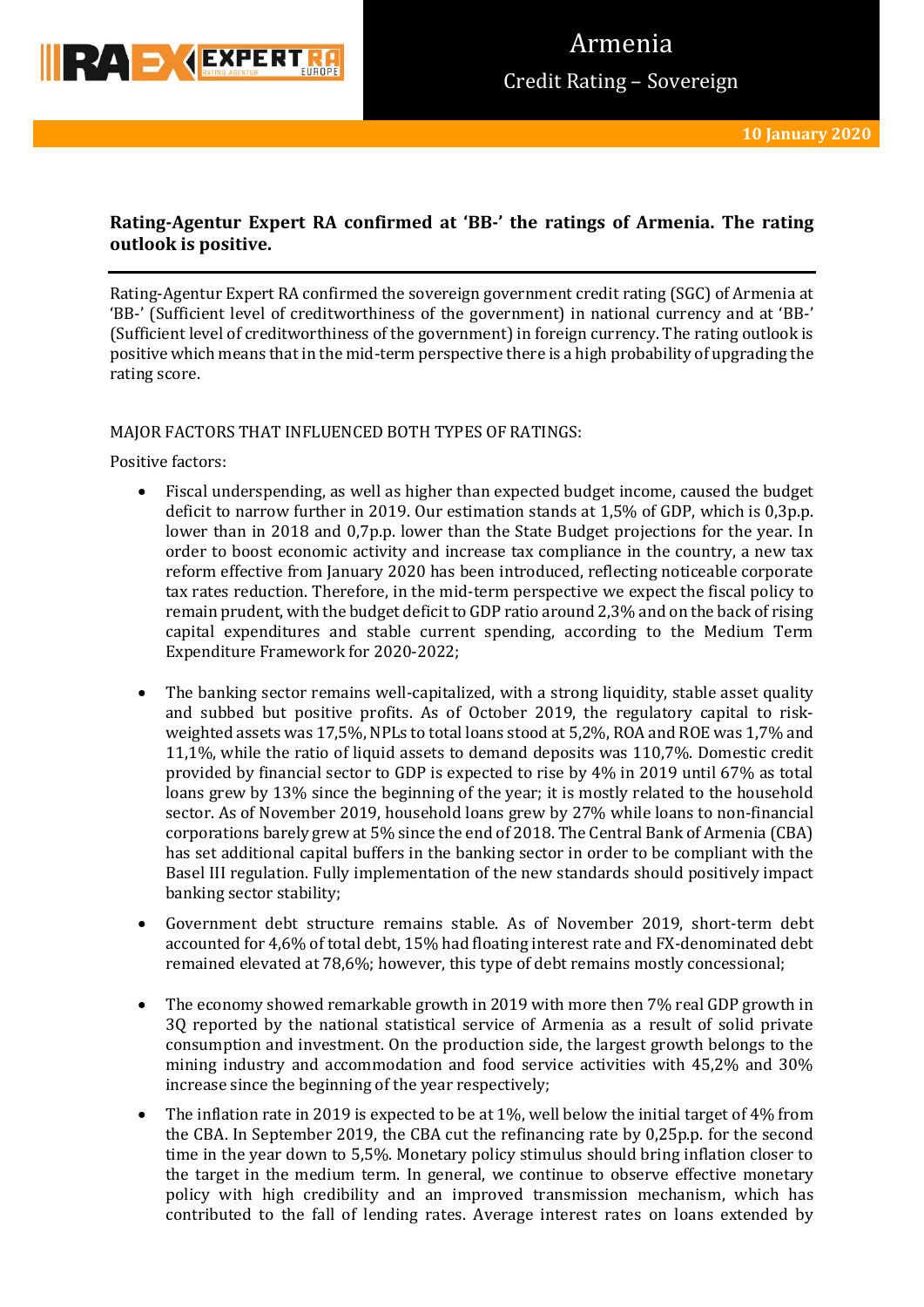# Armenia

## Credit Rating – Sovereign

**10 January 2020**

**Rating-Agentur Expert RA confirmed at 'BB-' the ratings of Armenia. The rating outlook is positive.**

Rating-Agentur Expert RA confirmed the sovereign government credit rating (SGC) of Armenia at 'BB-' (Sufficient level of creditworthiness of the government) in national currency and at 'BB-' (Sufficient level of creditworthiness of the government) in foreign currency. The rating outlook is positive which means that in the mid-term perspective there is a high probability of upgrading the rating score.

MAJOR FACTORS THAT INFLUENCED BOTH TYPES OF RATINGS:

Positive factors:

- Fiscal underspending, as well as higher than expected budget income, caused the budget deficit to narrow further in 2019. Our estimation stands at 1,5% of GDP, which is 0,3p.p. lower than in 2018 and 0,7p.p. lower than the State Budget projections for the year. In order to boost economic activity and increase tax compliance in the country, a new tax reform effective from January 2020 has been introduced, reflecting noticeable corporate tax rates reduction. Therefore, in the mid-term perspective we expect the fiscal policy to remain prudent, with the budget deficit to GDP ratio around 2,3% and on the back of rising capital expenditures and stable current spending, according to the Medium Term Expenditure Framework for 2020-2022;

- The banking sector remains well-capitalized, with a strong liquidity, stable asset quality and subbed but positive profits. As of October 2019, the regulatory capital to risk-weighted assets was 17,5%, NPLs to total loans stood at 5,2%, ROA and ROE was 1,7% and 11,1%, while the ratio of liquid assets to demand deposits was 110,7%. Domestic credit provided by financial sector to GDP is expected to rise by 4% in 2019 until 67% as total loans grew by 13% since the beginning of the year; it is mostly related to the household sector. As of November 2019, household loans grew by 27% while loans to non-financial corporations barely grew at 5% since the end of 2018. The Central Bank of Armenia (CBA) has set additional capital buffers in the banking sector in order to be compliant with the Basel III regulation. Fully implementation of the new standards should positively impact banking sector stability;

- Government debt structure remains stable. As of November 2019, short-term debt accounted for 4,6% of total debt, 15% had floating interest rate and FX-denominated debt remained elevated at 78,6%; however, this type of debt remains mostly concessional;

- The economy showed remarkable growth in 2019 with more then 7% real GDP growth in 3Q reported by the national statistical service of Armenia as a result of solid private consumption and investment. On the production side, the largest growth belongs to the mining industry and accommodation and food service activities with 45,2% and 30% increase since the beginning of the year respectively;

- The inflation rate in 2019 is expected to be at 1%, well below the initial target of 4% from the CBA. In September 2019, the CBA cut the refinancing rate by 0,25p.p. for the second time in the year down to 5,5%. Monetary policy stimulus should bring inflation closer to the target in the medium term. In general, we continue to observe effective monetary policy with high credibility and an improved transmission mechanism, which has contributed to the fall of lending rates. Average interest rates on loans extended by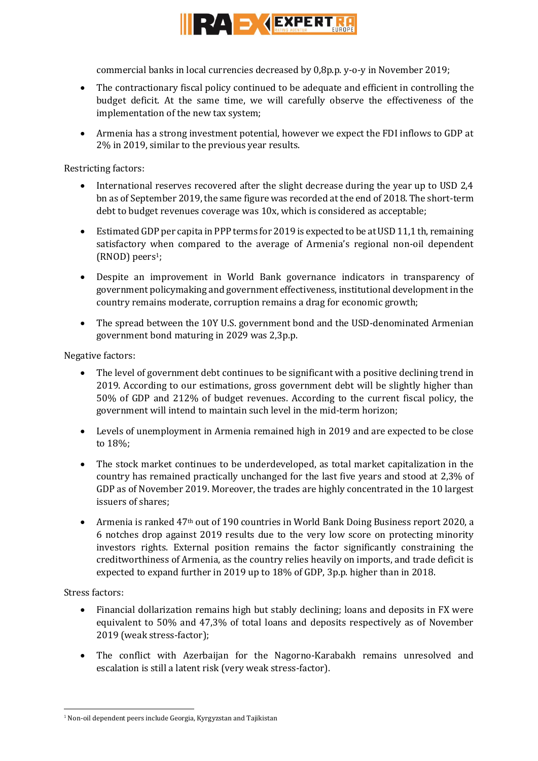commercial banks in local currencies decreased by 0,8p.p. y-o-y in November 2019;

- The contractionary fiscal policy continued to be adequate and efficient in controlling the budget deficit. At the same time, we will carefully observe the effectiveness of the implementation of the new tax system;
- Armenia has a strong investment potential, however we expect the FDI inflows to GDP at 2% in 2019, similar to the previous year results.

Restricting factors:

- International reserves recovered after the slight decrease during the year up to USD 2,4 bn as of September 2019, the same figure was recorded at the end of 2018. The short-term debt to budget revenues coverage was 10x, which is considered as acceptable;
- Estimated GDP per capita in PPP terms for 2019 is expected to be at USD 11,1 th, remaining satisfactory when compared to the average of Armenia's regional non-oil dependent (RNOD) peers[1];
- Despite an improvement in World Bank governance indicators in transparency of government policymaking and government effectiveness, institutional development in the country remains moderate, corruption remains a drag for economic growth;
- The spread between the 10Y U.S. government bond and the USD-denominated Armenian government bond maturing in 2029 was 2,3p.p.

Negative factors:

- The level of government debt continues to be significant with a positive declining trend in 2019. According to our estimations, gross government debt will be slightly higher than 50% of GDP and 212% of budget revenues. According to the current fiscal policy, the government will intend to maintain such level in the mid-term horizon;
- Levels of unemployment in Armenia remained high in 2019 and are expected to be close to 18%;
- The stock market continues to be underdeveloped, as total market capitalization in the country has remained practically unchanged for the last five years and stood at 2,3% of GDP as of November 2019. Moreover, the trades are highly concentrated in the 10 largest issuers of shares;
- Armenia is ranked 47th out of 190 countries in World Bank Doing Business report 2020, a 6 notches drop against 2019 results due to the very low score on protecting minority investors rights. External position remains the factor significantly constraining the creditworthiness of Armenia, as the country relies heavily on imports, and trade deficit is expected to expand further in 2019 up to 18% of GDP, 3p.p. higher than in 2018.

Stress factors:

- Financial dollarization remains high but stably declining; loans and deposits in FX were equivalent to 50% and 47,3% of total loans and deposits respectively as of November 2019 (weak stress-factor);
- The conflict with Azerbaijan for the Nagorno-Karabakh remains unresolved and escalation is still a latent risk (very weak stress-factor).

[1] Non-oil dependent peers include Georgia, Kyrgyzstan and Tajikistan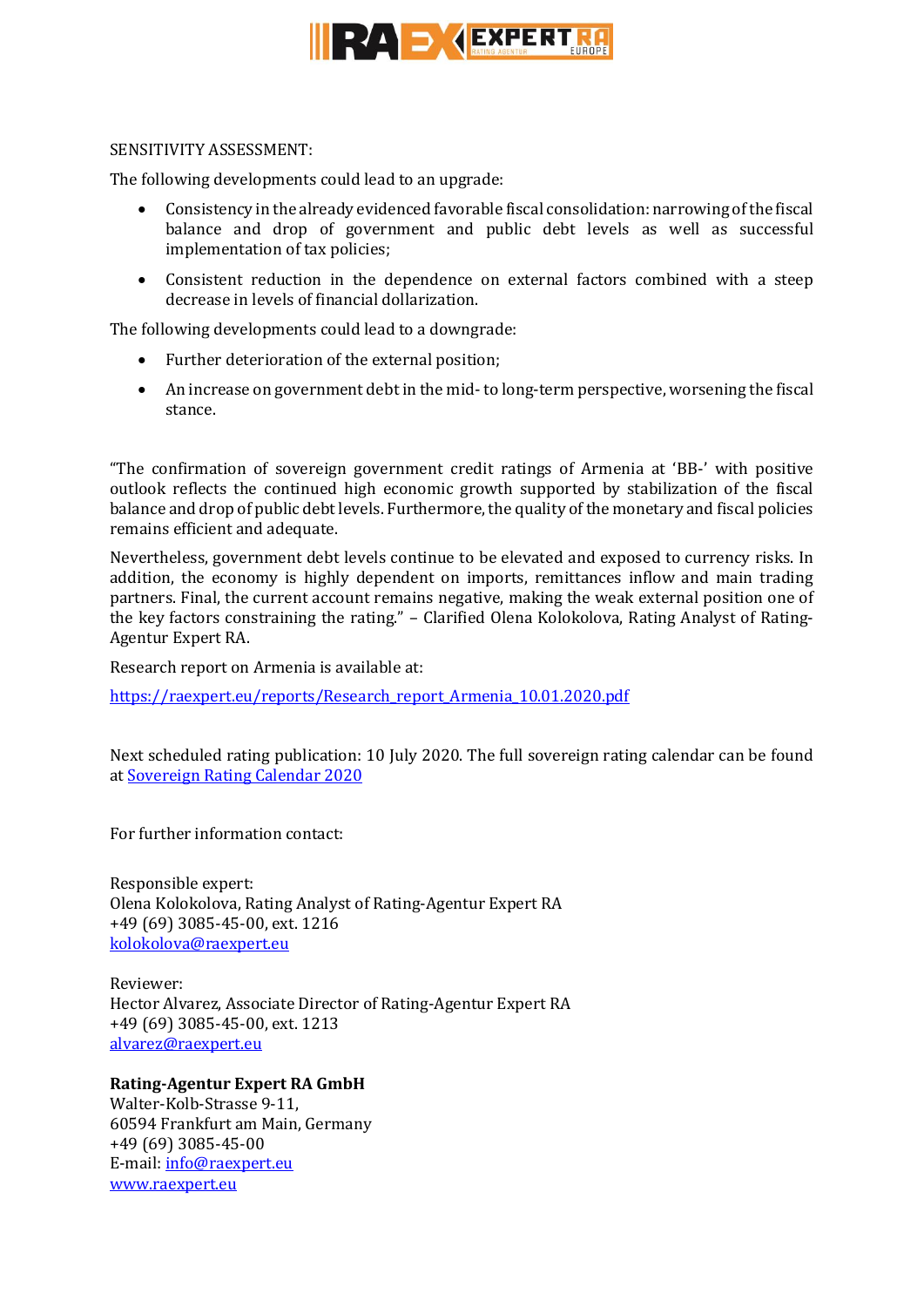SENSITIVITY ASSESSMENT:

The following developments could lead to an upgrade:

- Consistency in the already evidenced favorable fiscal consolidation: narrowing of the fiscal balance and drop of government and public debt levels as well as successful implementation of tax policies;
- Consistent reduction in the dependence on external factors combined with a steep decrease in levels of financial dollarization.

The following developments could lead to a downgrade:

- Further deterioration of the external position;
- An increase on government debt in the mid- to long-term perspective, worsening the fiscal stance.

"The confirmation of sovereign government credit ratings of Armenia at 'BB-' with positive outlook reflects the continued high economic growth supported by stabilization of the fiscal balance and drop of public debt levels. Furthermore, the quality of the monetary and fiscal policies remains efficient and adequate.

Nevertheless, government debt levels continue to be elevated and exposed to currency risks. In addition, the economy is highly dependent on imports, remittances inflow and main trading partners. Final, the current account remains negative, making the weak external position one of the key factors constraining the rating." – Clarified Olena Kolokolova, Rating Analyst of Rating-Agentur Expert RA.

Research report on Armenia is available at:

https://raexpert.eu/reports/Research_report_Armenia_10.01.2020.pdf

Next scheduled rating publication: 10 July 2020. The full sovereign rating calendar can be found at Sovereign Rating Calendar 2020

For further information contact:

Responsible expert:
Olena Kolokolova, Rating Analyst of Rating-Agentur Expert RA
+49 (69) 3085-45-00, ext. 1216
kolokolova@raexpert.eu

Reviewer:
Hector Alvarez, Associate Director of Rating-Agentur Expert RA
+49 (69) 3085-45-00, ext. 1213
alvarez@raexpert.eu

**Rating-Agentur Expert RA GmbH**
Walter-Kolb-Strasse 9-11,
60594 Frankfurt am Main, Germany
+49 (69) 3085-45-00
E-mail: info@raexpert.eu
www.raexpert.eu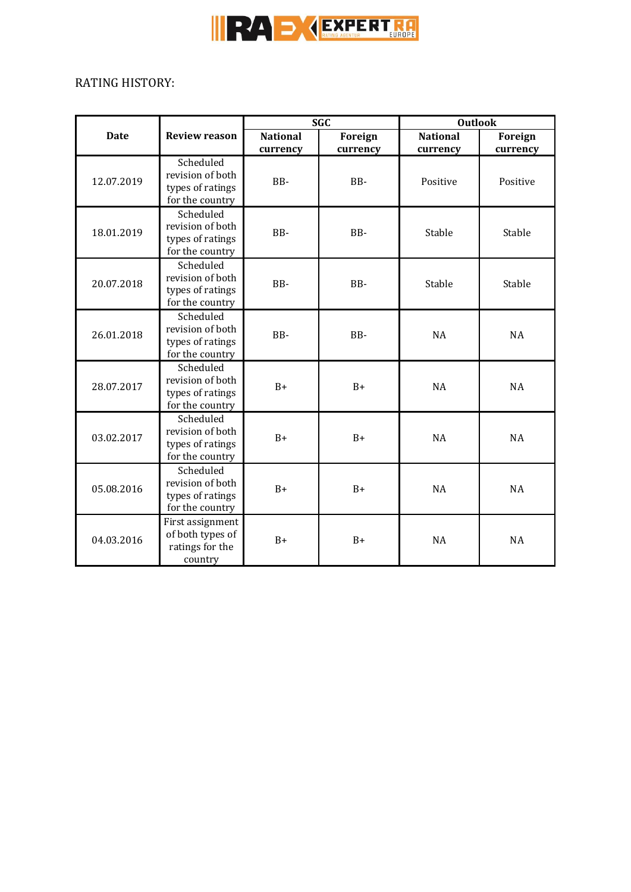RATING HISTORY:

| Date | Review reason | SGC | | Outlook | |
|---|---|---|---|---|---|
| | | National currency | Foreign currency | National currency | Foreign currency |
| 12.07.2019 | Scheduled revision of both types of ratings for the country | BB- | BB- | Positive | Positive |
| 18.01.2019 | Scheduled revision of both types of ratings for the country | BB- | BB- | Stable | Stable |
| 20.07.2018 | Scheduled revision of both types of ratings for the country | BB- | BB- | Stable | Stable |
| 26.01.2018 | Scheduled revision of both types of ratings for the country | BB- | BB- | NA | NA |
| 28.07.2017 | Scheduled revision of both types of ratings for the country | B+ | B+ | NA | NA |
| 03.02.2017 | Scheduled revision of both types of ratings for the country | B+ | B+ | NA | NA |
| 05.08.2016 | Scheduled revision of both types of ratings for the country | B+ | B+ | NA | NA |
| 04.03.2016 | First assignment of both types of ratings for the country | B+ | B+ | NA | NA |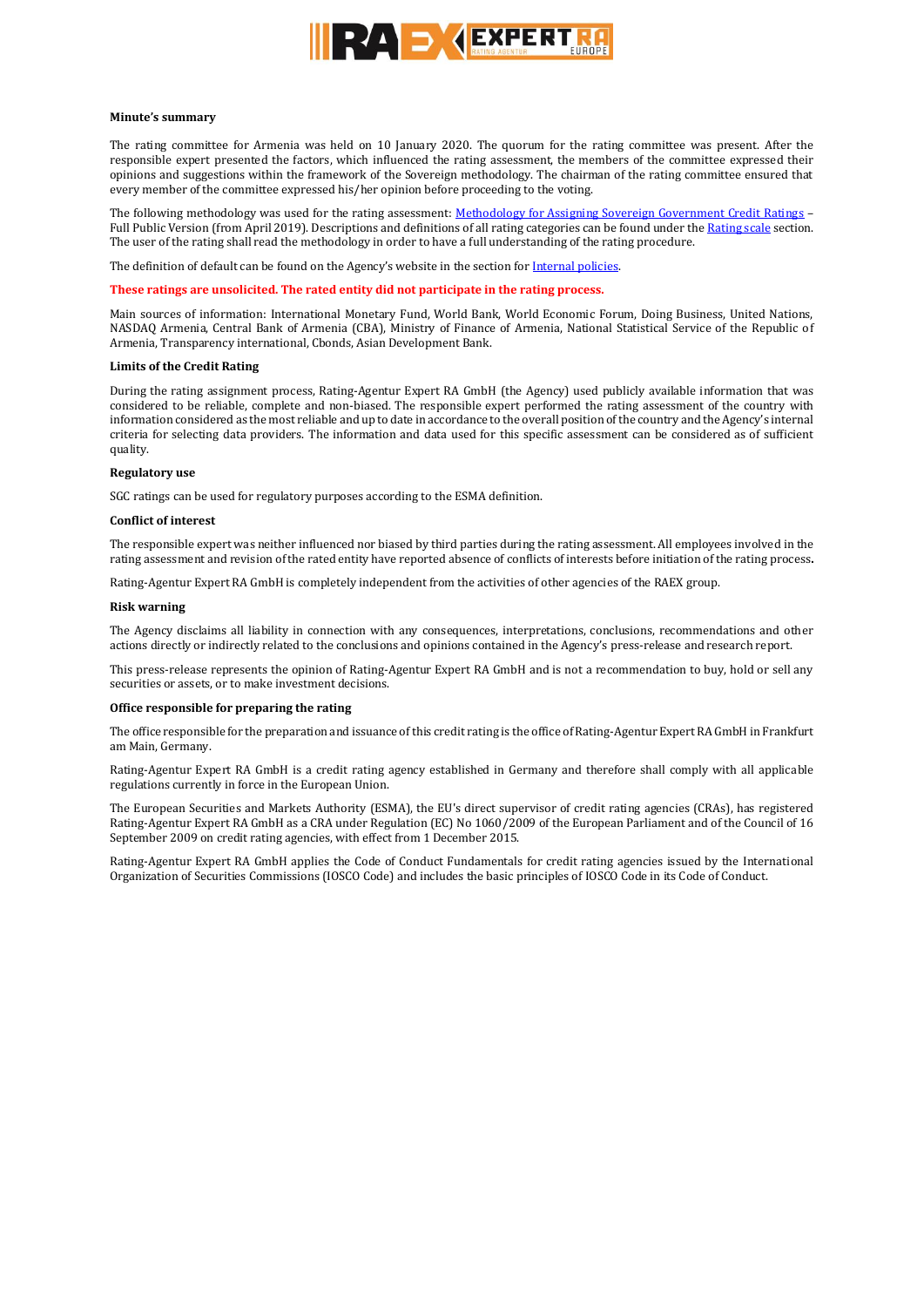**Minute's summary**

The rating committee for Armenia was held on 10 January 2020. The quorum for the rating committee was present. After the responsible expert presented the factors, which influenced the rating assessment, the members of the committee expressed their opinions and suggestions within the framework of the Sovereign methodology. The chairman of the rating committee ensured that every member of the committee expressed his/her opinion before proceeding to the voting.

The following methodology was used for the rating assessment: Methodology for Assigning Sovereign Government Credit Ratings – Full Public Version (from April 2019). Descriptions and definitions of all rating categories can be found under the Rating scale section. The user of the rating shall read the methodology in order to have a full understanding of the rating procedure.

The definition of default can be found on the Agency's website in the section for Internal policies.

**These ratings are unsolicited. The rated entity did not participate in the rating process.**

Main sources of information: International Monetary Fund, World Bank, World Economic Forum, Doing Business, United Nations, NASDAQ Armenia, Central Bank of Armenia (CBA), Ministry of Finance of Armenia, National Statistical Service of the Republic of Armenia, Transparency international, Cbonds, Asian Development Bank.

**Limits of the Credit Rating**

During the rating assignment process, Rating-Agentur Expert RA GmbH (the Agency) used publicly available information that was considered to be reliable, complete and non-biased. The responsible expert performed the rating assessment of the country with information considered as the most reliable and up to date in accordance to the overall position of the country and the Agency's internal criteria for selecting data providers. The information and data used for this specific assessment can be considered as of sufficient quality.

**Regulatory use**

SGC ratings can be used for regulatory purposes according to the ESMA definition.

**Conflict of interest**

The responsible expert was neither influenced nor biased by third parties during the rating assessment. All employees involved in the rating assessment and revision of the rated entity have reported absence of conflicts of interests before initiation of the rating process.

Rating-Agentur Expert RA GmbH is completely independent from the activities of other agencies of the RAEX group.

**Risk warning**

The Agency disclaims all liability in connection with any consequences, interpretations, conclusions, recommendations and other actions directly or indirectly related to the conclusions and opinions contained in the Agency's press-release and research report.

This press-release represents the opinion of Rating-Agentur Expert RA GmbH and is not a recommendation to buy, hold or sell any securities or assets, or to make investment decisions.

**Office responsible for preparing the rating**

The office responsible for the preparation and issuance of this credit rating is the office of Rating-Agentur Expert RA GmbH in Frankfurt am Main, Germany.

Rating-Agentur Expert RA GmbH is a credit rating agency established in Germany and therefore shall comply with all applicable regulations currently in force in the European Union.

The European Securities and Markets Authority (ESMA), the EU's direct supervisor of credit rating agencies (CRAs), has registered Rating-Agentur Expert RA GmbH as a CRA under Regulation (EC) No 1060/2009 of the European Parliament and of the Council of 16 September 2009 on credit rating agencies, with effect from 1 December 2015.

Rating-Agentur Expert RA GmbH applies the Code of Conduct Fundamentals for credit rating agencies issued by the International Organization of Securities Commissions (IOSCO Code) and includes the basic principles of IOSCO Code in its Code of Conduct.